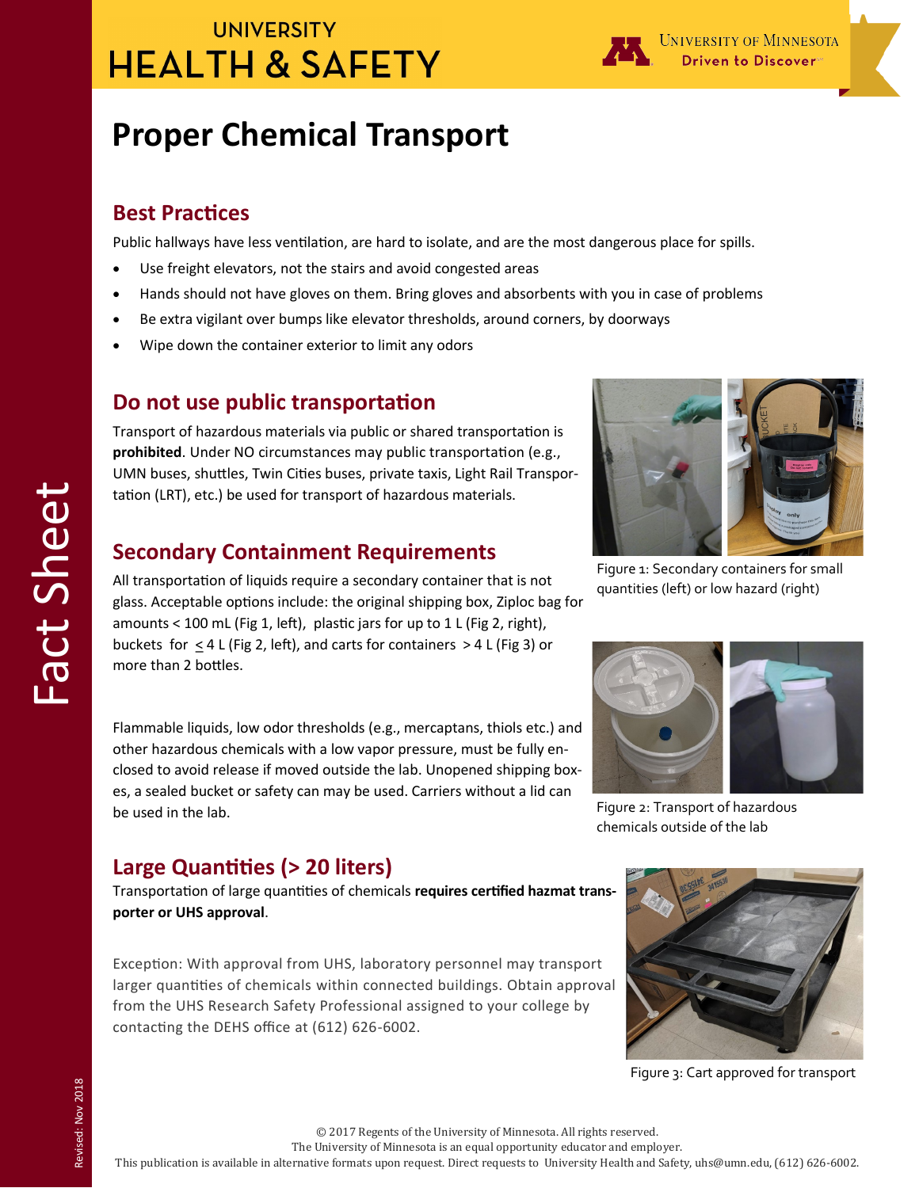UNIVERSITY

HEALTH & SAFETY

UNIVERSITY OF MINNESOTA

Driven to Discover

Fact Sheet

# Proper Chemical Transport

## Best Practices

Public hallways have less ventilation, are hard to isolate, and are the most dangerous place for spills.

- Use freight elevators, not the stairs and avoid congested areas
- Hands should not have gloves on them. Bring gloves and absorbents with you in case of problems
- Be extra vigilant over bumps like elevator thresholds, around corners, by doorways
- Wipe down the container exterior to limit any odors

## Do not use public transportation

Transport of hazardous materials via public or shared transportation is **prohibited**. Under NO circumstances may public transportation (e.g., UMN buses, shuttles, Twin Cities buses, private taxis, Light Rail Transportation (LRT), etc.) be used for transport of hazardous materials.

## Secondary Containment Requirements

All transportation of liquids require a secondary container that is not glass. Acceptable options include: the original shipping box, Ziploc bag for amounts < 100 mL (Fig 1, left), plastic jars for up to 1 L (Fig 2, right), buckets for ≤ 4 L (Fig 2, left), and carts for containers > 4 L (Fig 3) or more than 2 bottles.

Flammable liquids, low odor thresholds (e.g., mercaptans, thiols etc.) and other hazardous chemicals with a low vapor pressure, must be fully enclosed to avoid release if moved outside the lab. Unopened shipping boxes, a sealed bucket or safety can may be used. Carriers without a lid can be used in the lab.

Figure 1: Secondary containers for small quantities (left) or low hazard (right)

Figure 2: Transport of hazardous chemicals outside of the lab

## Large Quantities (> 20 liters)

Transportation of large quantities of chemicals **requires certified hazmat transporter or UHS approval**.

Exception: With approval from UHS, laboratory personnel may transport larger quantities of chemicals within connected buildings. Obtain approval from the UHS Research Safety Professional assigned to your college by contacting the DEHS office at (612) 626-6002.

Figure 3: Cart approved for transport

Revised: Nov 2018

© 2017 Regents of the University of Minnesota. All rights reserved.
The University of Minnesota is an equal opportunity educator and employer.
This publication is available in alternative formats upon request. Direct requests to University Health and Safety, uhs@umn.edu, (612) 626-6002.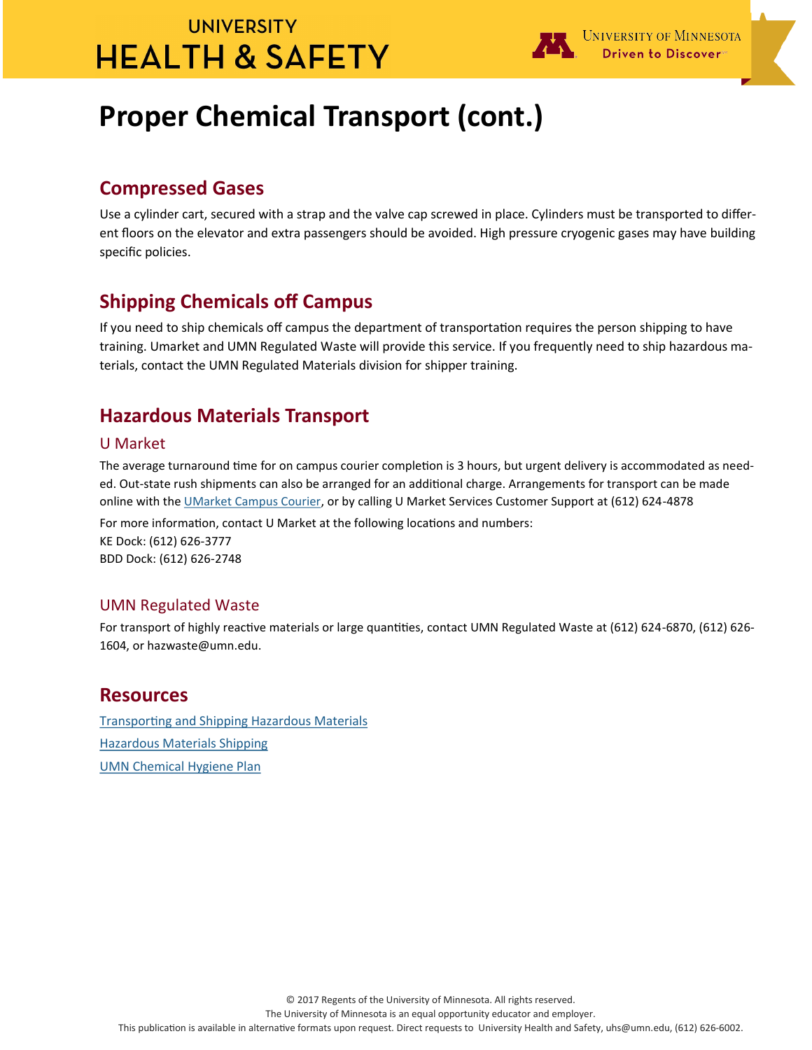# Proper Chemical Transport (cont.)

## Compressed Gases

Use a cylinder cart, secured with a strap and the valve cap screwed in place. Cylinders must be transported to different floors on the elevator and extra passengers should be avoided. High pressure cryogenic gases may have building specific policies.

## Shipping Chemicals off Campus

If you need to ship chemicals off campus the department of transportation requires the person shipping to have training. Umarket and UMN Regulated Waste will provide this service. If you frequently need to ship hazardous materials, contact the UMN Regulated Materials division for shipper training.

## Hazardous Materials Transport

### U Market

The average turnaround time for on campus courier completion is 3 hours, but urgent delivery is accommodated as needed. Out-state rush shipments can also be arranged for an additional charge. Arrangements for transport can be made online with the UMarket Campus Courier, or by calling U Market Services Customer Support at (612) 624-4878

For more information, contact U Market at the following locations and numbers:
KE Dock: (612) 626-3777
BDD Dock: (612) 626-2748

### UMN Regulated Waste

For transport of highly reactive materials or large quantities, contact UMN Regulated Waste at (612) 624-6870, (612) 626-1604, or hazwaste@umn.edu.

## Resources

Transporting and Shipping Hazardous Materials

Hazardous Materials Shipping

UMN Chemical Hygiene Plan

© 2017 Regents of the University of Minnesota. All rights reserved.
The University of Minnesota is an equal opportunity educator and employer.
This publication is available in alternative formats upon request. Direct requests to University Health and Safety, uhs@umn.edu, (612) 626-6002.